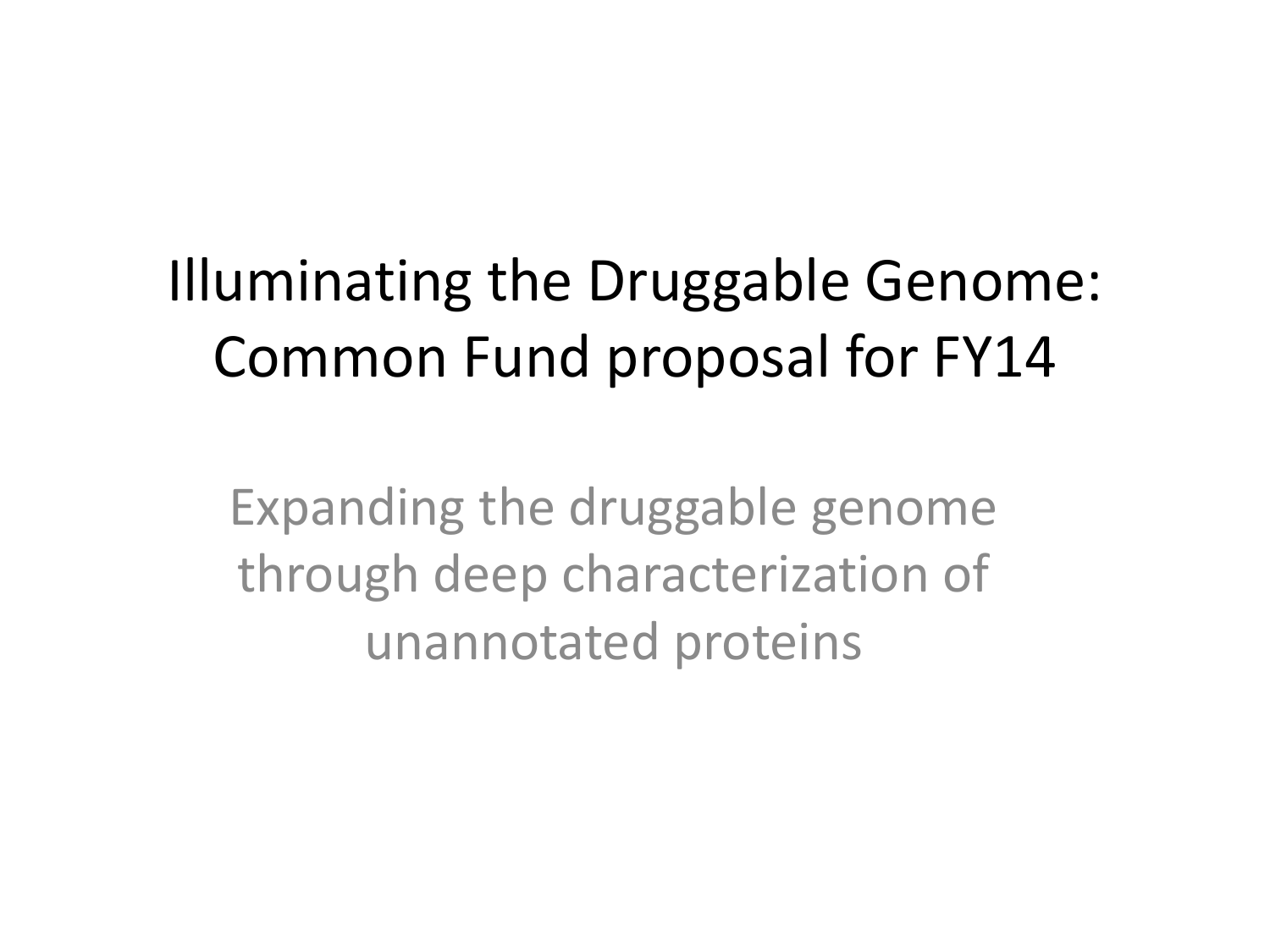# Illuminating the Druggable Genome: Common Fund proposal for FY14

Expanding the druggable genome through deep characterization of unannotated proteins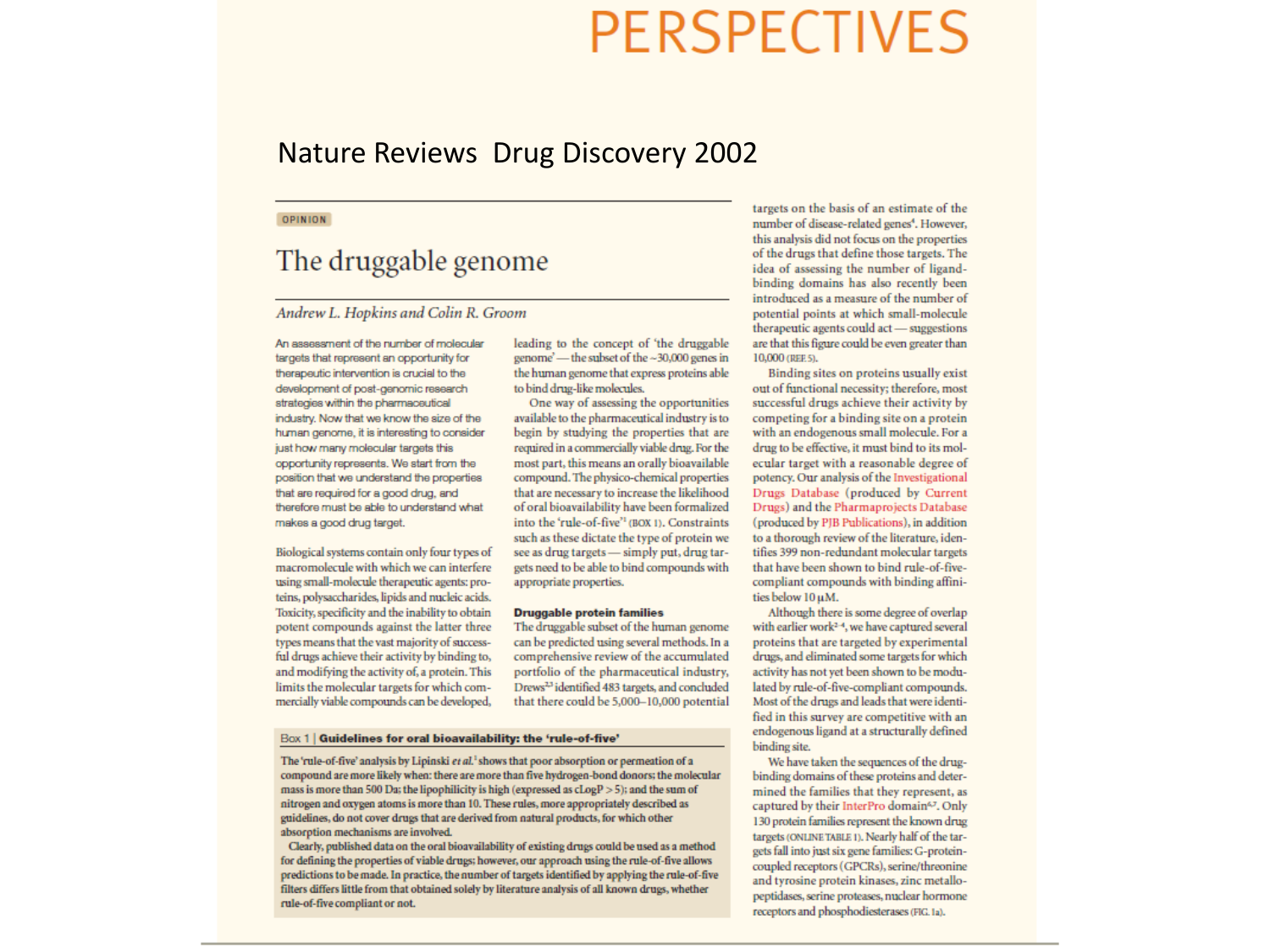# PERSPECTIVES

Nature Reviews Drug Discovery 2002

OPINION

## The druggable genome

*Andrew L. Hopkins and Colin R. Groom*

An assessment of the number of molecular targets that represent an opportunity for therapeutic intervention is crucial to the development of post-genomic research strategies within the pharmaceutical industry. Now that we know the size of the human genome, it is interesting to consider just how many molecular targets this opportunity represents. We start from the position that we understand the properties that are required for a good drug, and therefore must be able to understand what makes a good drug target.

Biological systems contain only four types of macromolecule with which we can interfere using small-molecule therapeutic agents: proteins, polysaccharides, lipids and nucleic acids. Toxicity, specificity and the inability to obtain potent compounds against the latter three types means that the vast majority of successful drugs achieve their activity by binding to, and modifying the activity of, a protein. This limits the molecular targets for which commercially viable compounds can be developed, leading to the concept of 'the druggable genome' — the subset of the ~30,000 genes in the human genome that express proteins able to bind drug-like molecules.

One way of assessing the opportunities available to the pharmaceutical industry is to begin by studying the properties that are required in a commercially viable drug. For the most part, this means an orally bioavailable compound. The physico-chemical properties that are necessary to increase the likelihood of oral bioavailability have been formalized into the 'rule-of-five'[1] (BOX 1). Constraints such as these dictate the type of protein we see as drug targets — simply put, drug targets need to be able to bind compounds with appropriate properties.

### Druggable protein families

The druggable subset of the human genome can be predicted using several methods. In a comprehensive review of the accumulated portfolio of the pharmaceutical industry, Drews[2,3] identified 483 targets, and concluded that there could be 5,000–10,000 potential targets on the basis of an estimate of the number of disease-related genes[4]. However, this analysis did not focus on the properties of the drugs that define those targets. The idea of assessing the number of ligand-binding domains has also recently been introduced as a measure of the number of potential points at which small-molecule therapeutic agents could act — suggestions are that this figure could be even greater than 10,000 (REF. 5).

Binding sites on proteins usually exist out of functional necessity; therefore, most successful drugs achieve their activity by competing for a binding site on a protein with an endogenous small molecule. For a drug to be effective, it must bind to its molecular target with a reasonable degree of potency. Our analysis of the Investigational Drugs Database (produced by Current Drugs) and the Pharmaprojects Database (produced by PJB Publications), in addition to a thorough review of the literature, identifies 399 non-redundant molecular targets that have been shown to bind rule-of-five-compliant compounds with binding affinities below 10 μM.

Although there is some degree of overlap with earlier work[2–4], we have captured several proteins that are targeted by experimental drugs, and eliminated some targets for which activity has not yet been shown to be modulated by rule-of-five-compliant compounds. Most of the drugs and leads that were identified in this survey are competitive with an endogenous ligand at a structurally defined binding site.

We have taken the sequences of the drug-binding domains of these proteins and determined the families that they represent, as captured by their InterPro domain[6,7]. Only 130 protein families represent the known drug targets (ONLINE TABLE 1). Nearly half of the targets fall into just six gene families: G-protein-coupled receptors (GPCRs), serine/threonine and tyrosine protein kinases, zinc metallopeptidases, serine proteases, nuclear hormone receptors and phosphodiesterases (FIG. 1a).

**Box 1 | Guidelines for oral bioavailability: the 'rule-of-five'**

The 'rule-of-five' analysis by Lipinski *et al.*[1] shows that poor absorption or permeation of a compound are more likely when: there are more than five hydrogen-bond donors; the molecular mass is more than 500 Da; the lipophilicity is high (expressed as cLogP > 5); and the sum of nitrogen and oxygen atoms is more than 10. These rules, more appropriately described as guidelines, do not cover drugs that are derived from natural products, for which other absorption mechanisms are involved.

Clearly, published data on the oral bioavailability of existing drugs could be used as a method for defining the properties of viable drugs; however, our approach using the rule-of-five allows predictions to be made. In practice, the number of targets identified by applying the rule-of-five filters differs little from that obtained solely by literature analysis of all known drugs, whether rule-of-five compliant or not.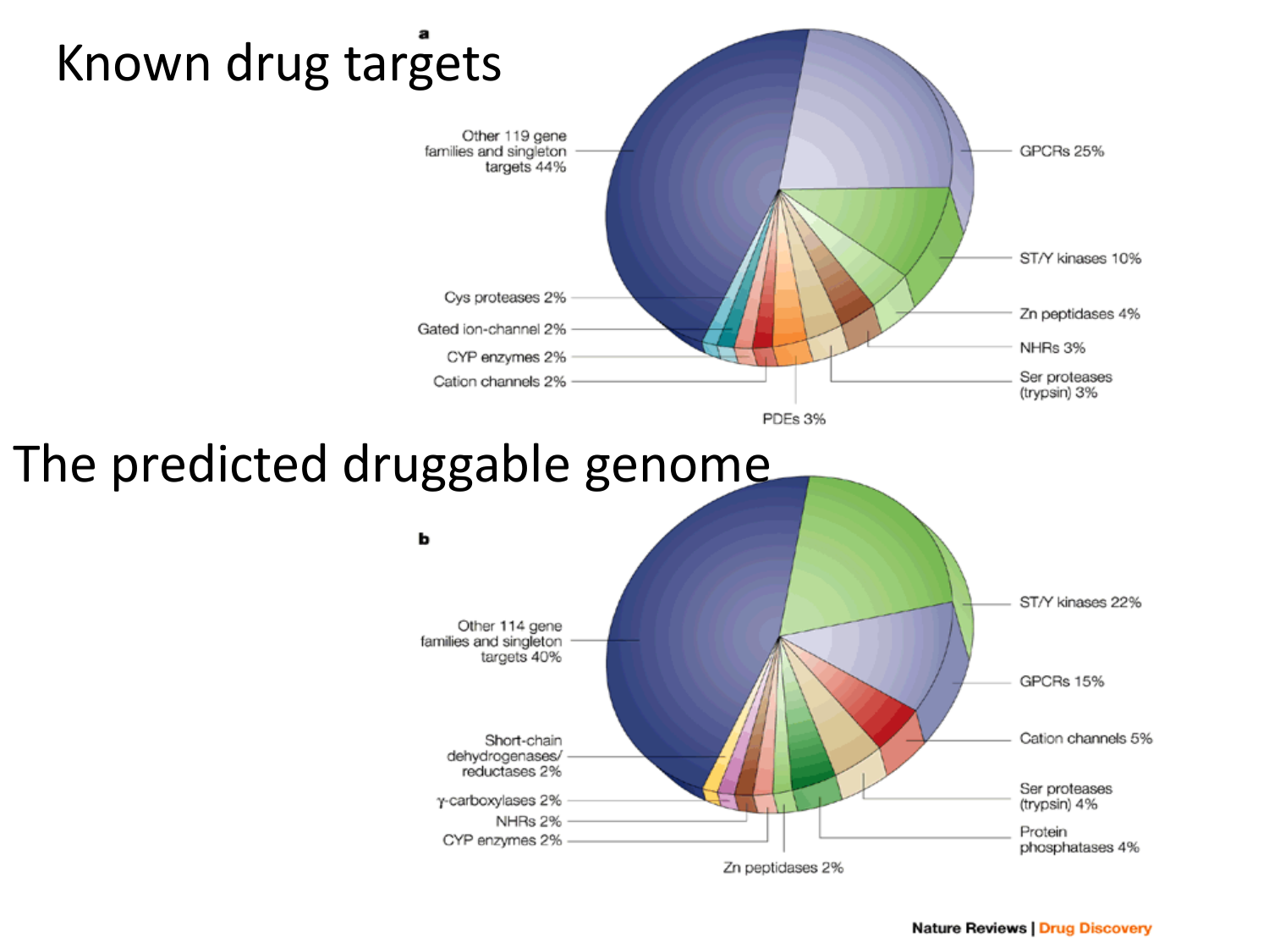# Known drug targets

**a**

- Other 119 gene families and singleton targets 44%
- GPCRs 25%
- ST/Y kinases 10%
- Zn peptidases 4%
- NHRs 3%
- Ser proteases (trypsin) 3%
- PDEs 3%
- Cation channels 2%
- CYP enzymes 2%
- Gated ion-channel 2%
- Cys proteases 2%

# The predicted druggable genome

**b**

- Other 114 gene families and singleton targets 40%
- ST/Y kinases 22%
- GPCRs 15%
- Cation channels 5%
- Ser proteases (trypsin) 4%
- Protein phosphatases 4%
- Zn peptidases 2%
- CYP enzymes 2%
- NHRs 2%
- γ-carboxylases 2%
- Short-chain dehydrogenases/reductases 2%

Nature Reviews | Drug Discovery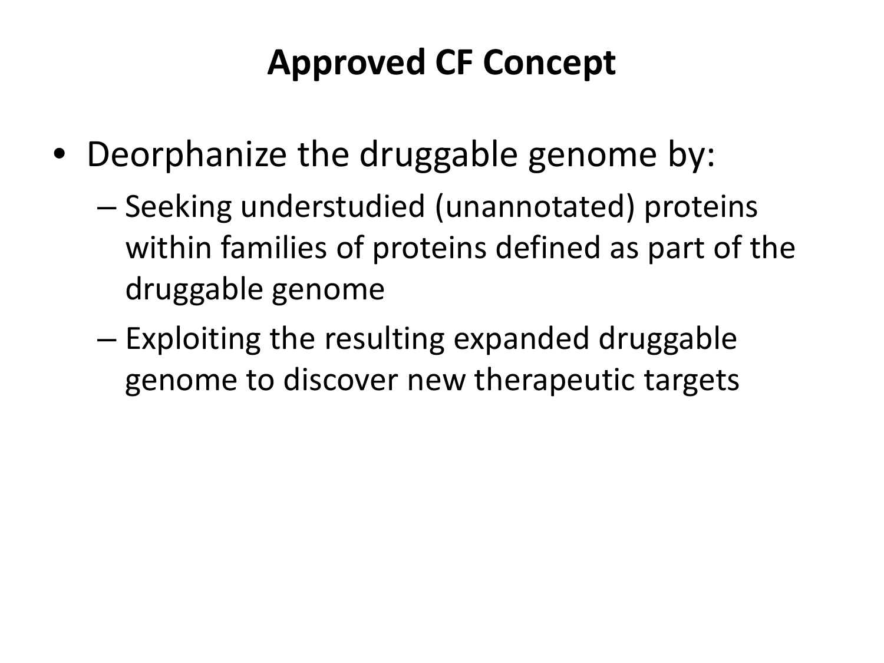# Approved CF Concept

- Deorphanize the druggable genome by:
  - Seeking understudied (unannotated) proteins within families of proteins defined as part of the druggable genome
  - Exploiting the resulting expanded druggable genome to discover new therapeutic targets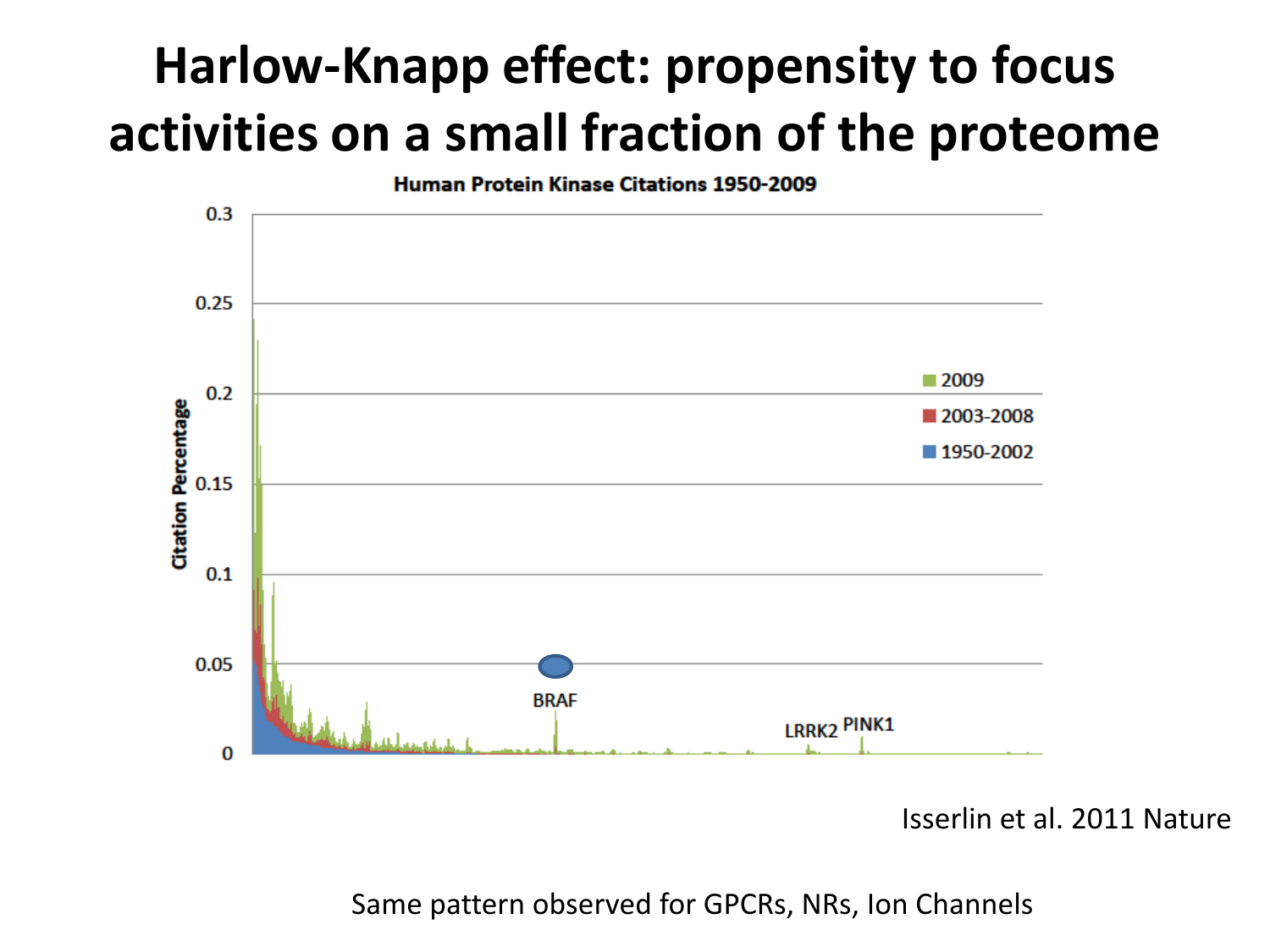# Harlow-Knapp effect: propensity to focus activities on a small fraction of the proteome

Human Protein Kinase Citations 1950-2009

Isserlin et al. 2011 Nature

Same pattern observed for GPCRs, NRs, Ion Channels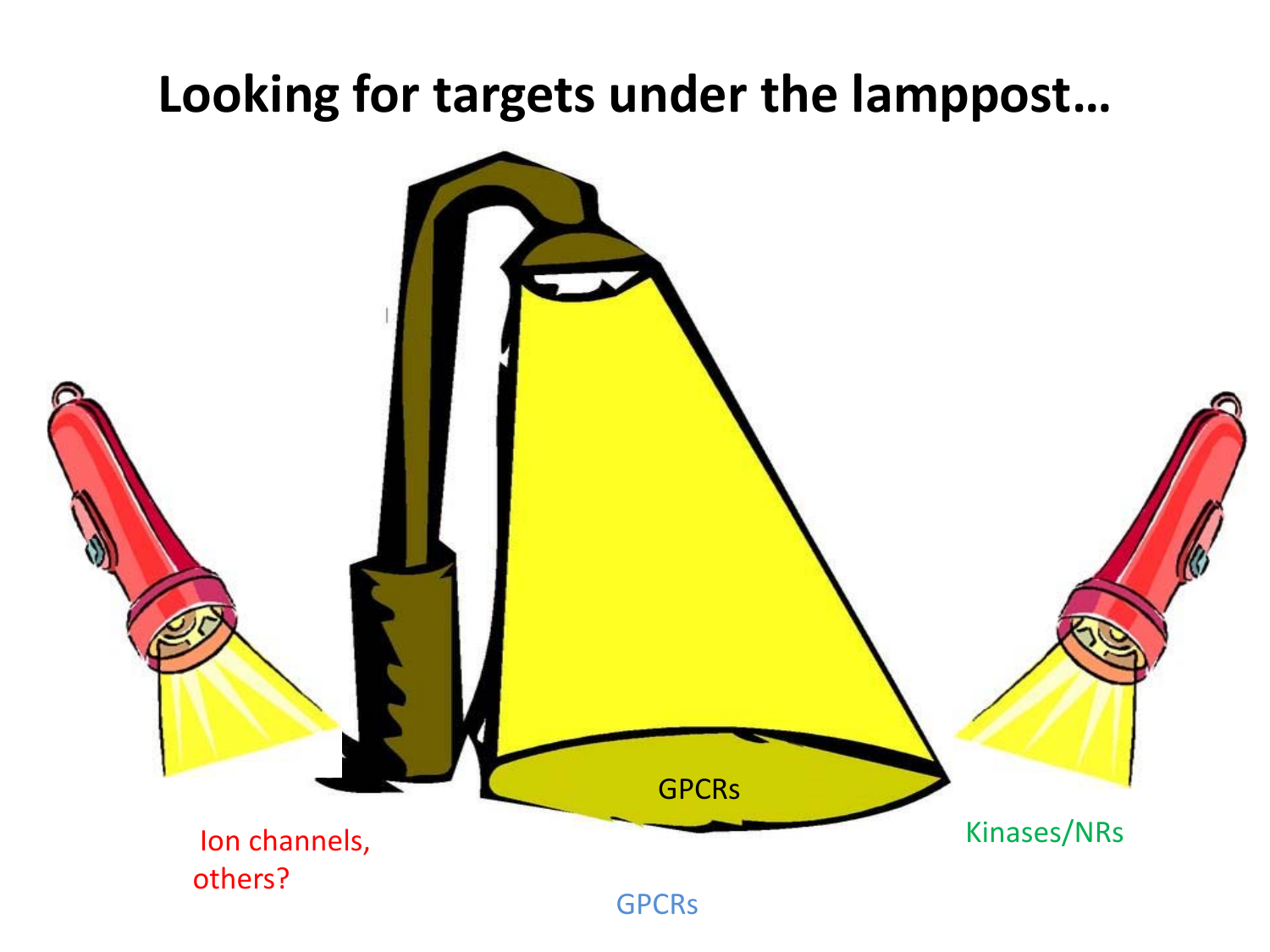# Looking for targets under the lamppost…

GPCRs

Ion channels, others?

Kinases/NRs

GPCRs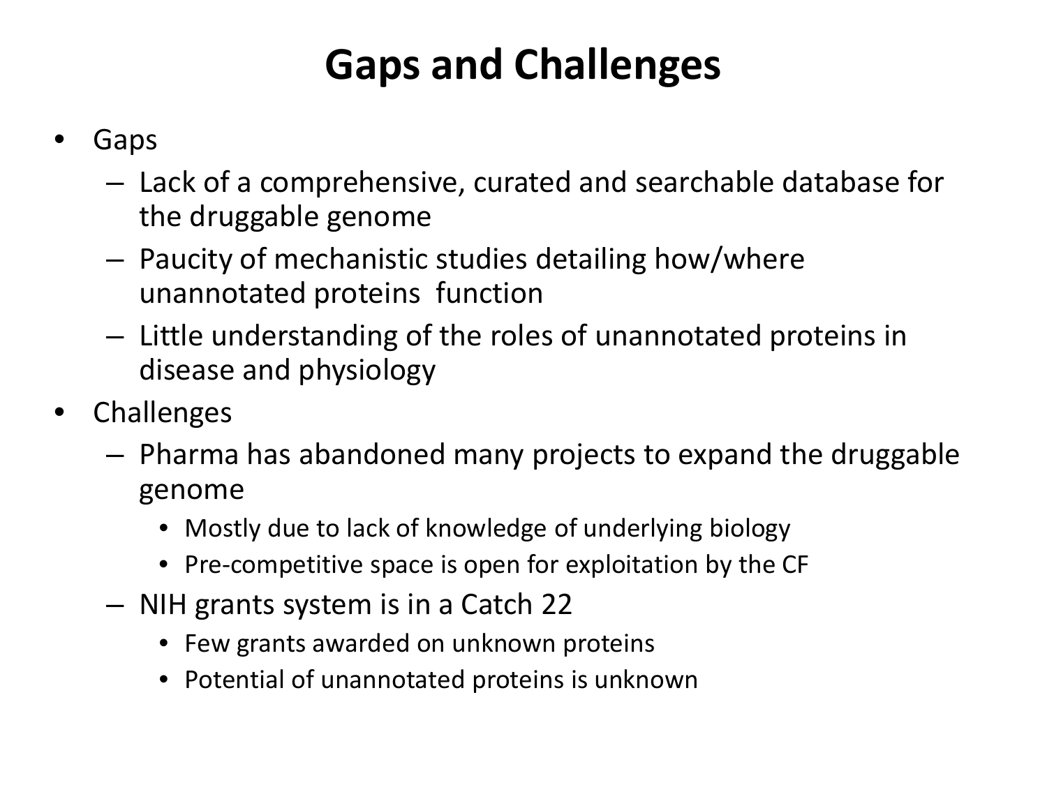# Gaps and Challenges

- Gaps
  - Lack of a comprehensive, curated and searchable database for the druggable genome
  - Paucity of mechanistic studies detailing how/where unannotated proteins function
  - Little understanding of the roles of unannotated proteins in disease and physiology
- Challenges
  - Pharma has abandoned many projects to expand the druggable genome
    - Mostly due to lack of knowledge of underlying biology
    - Pre-competitive space is open for exploitation by the CF
  - NIH grants system is in a Catch 22
    - Few grants awarded on unknown proteins
    - Potential of unannotated proteins is unknown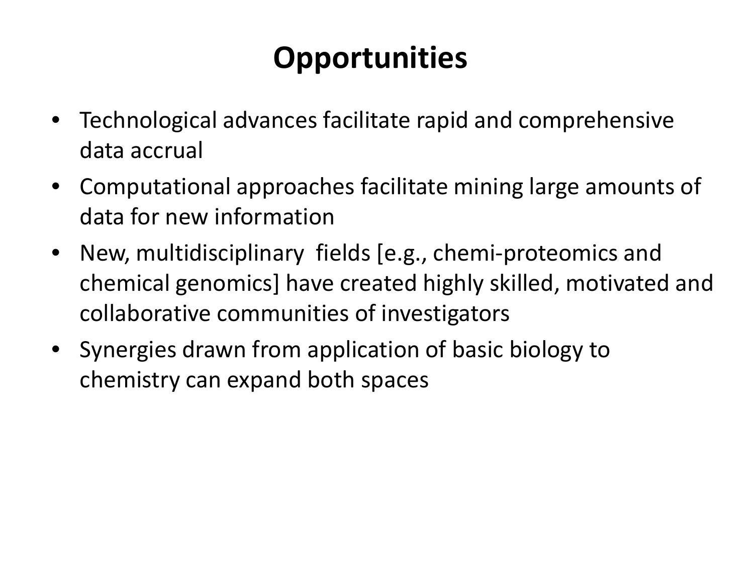# Opportunities

- Technological advances facilitate rapid and comprehensive data accrual
- Computational approaches facilitate mining large amounts of data for new information
- New, multidisciplinary fields [e.g., chemi-proteomics and chemical genomics] have created highly skilled, motivated and collaborative communities of investigators
- Synergies drawn from application of basic biology to chemistry can expand both spaces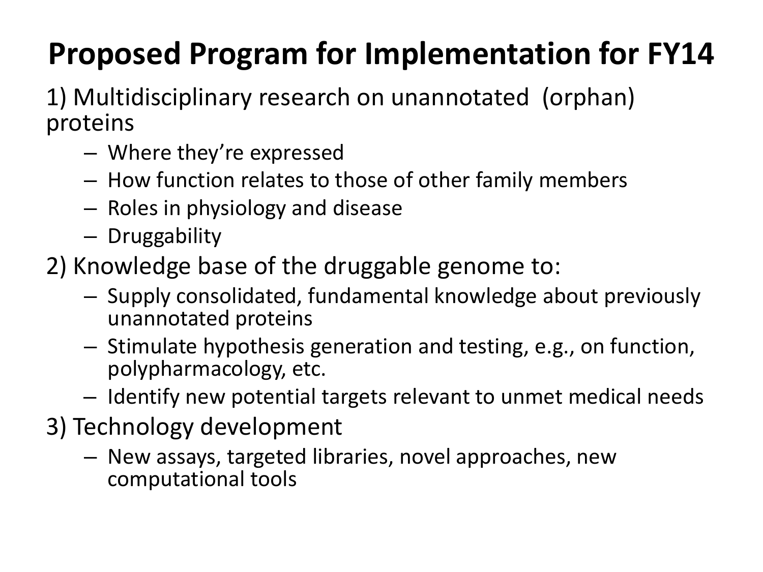# Proposed Program for Implementation for FY14

1) Multidisciplinary research on unannotated (orphan) proteins

- Where they're expressed
- How function relates to those of other family members
- Roles in physiology and disease
- Druggability

2) Knowledge base of the druggable genome to:

- Supply consolidated, fundamental knowledge about previously unannotated proteins
- Stimulate hypothesis generation and testing, e.g., on function, polypharmacology, etc.
- Identify new potential targets relevant to unmet medical needs

3) Technology development

- New assays, targeted libraries, novel approaches, new computational tools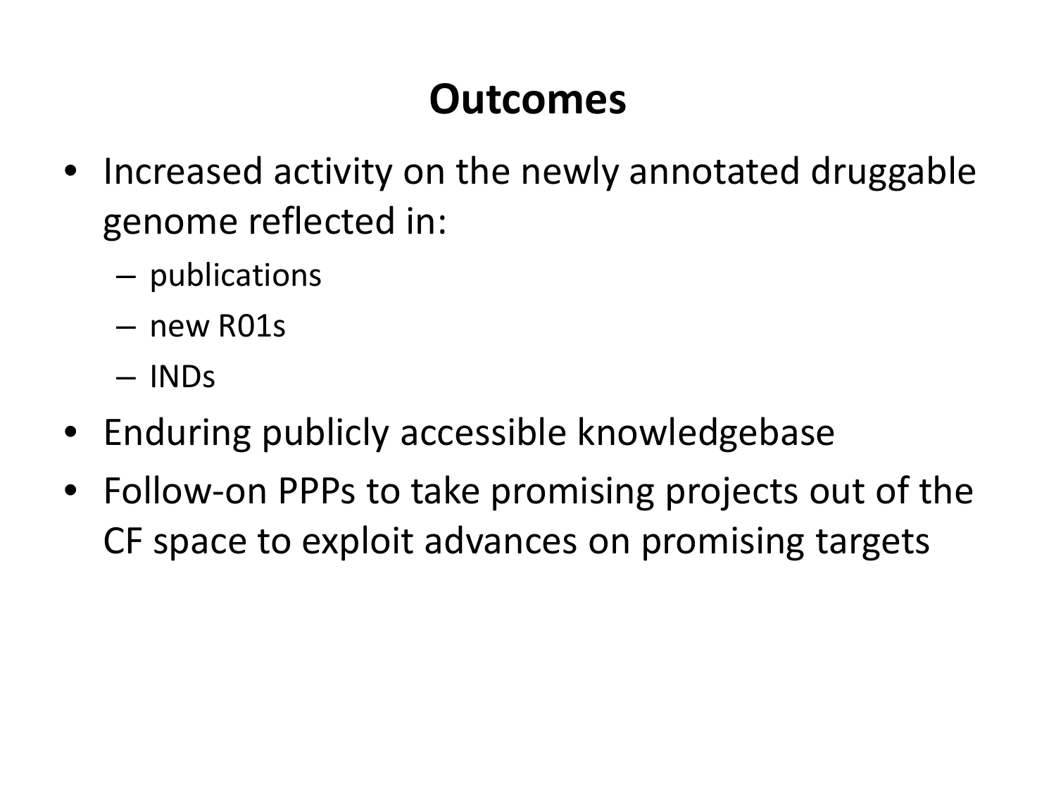# Outcomes

- Increased activity on the newly annotated druggable genome reflected in:
  - publications
  - new R01s
  - INDs
- Enduring publicly accessible knowledgebase
- Follow-on PPPs to take promising projects out of the CF space to exploit advances on promising targets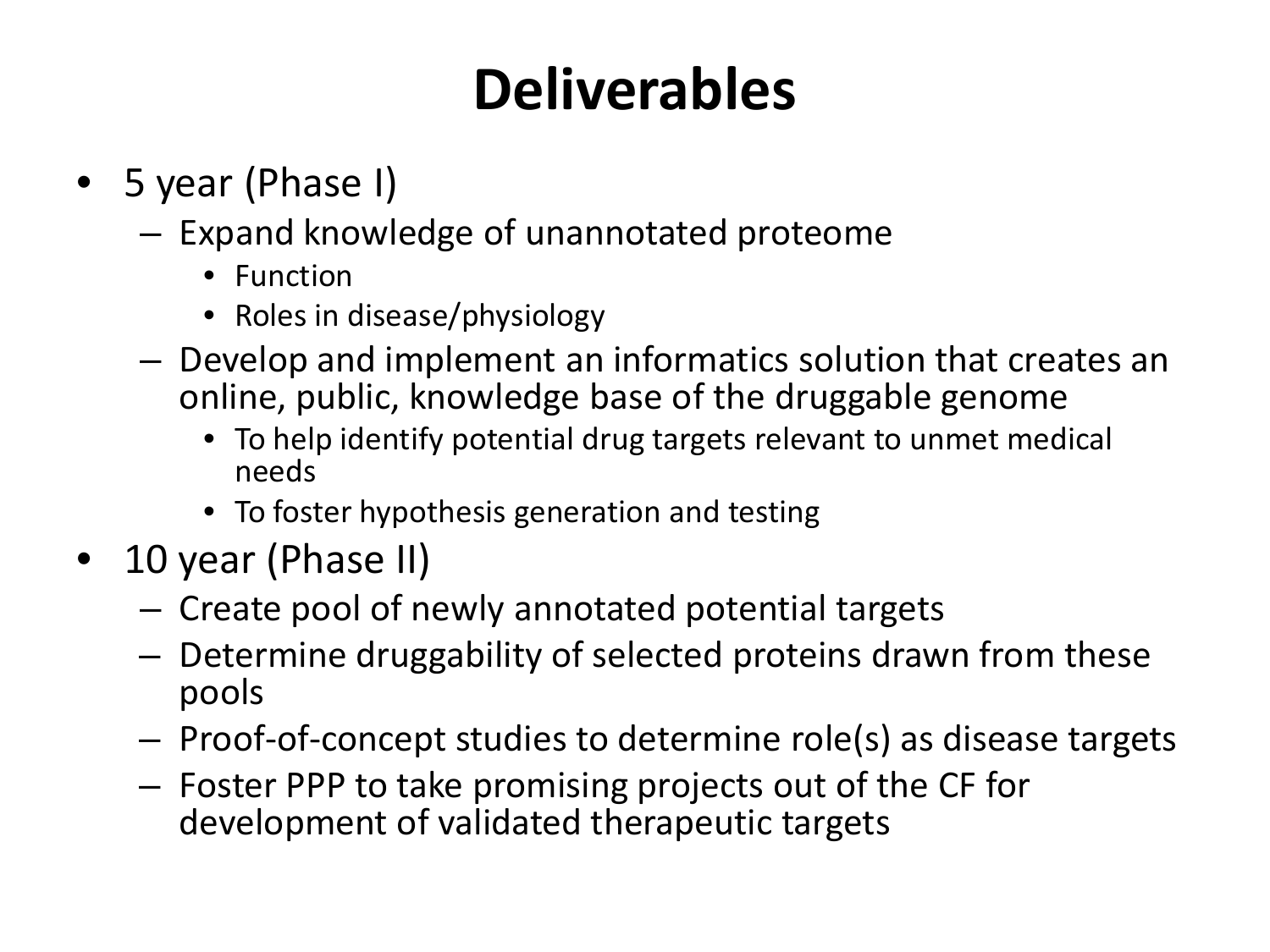# Deliverables

- 5 year (Phase I)
  - Expand knowledge of unannotated proteome
    - Function
    - Roles in disease/physiology
  - Develop and implement an informatics solution that creates an online, public, knowledge base of the druggable genome
    - To help identify potential drug targets relevant to unmet medical needs
    - To foster hypothesis generation and testing
- 10 year (Phase II)
  - Create pool of newly annotated potential targets
  - Determine druggability of selected proteins drawn from these pools
  - Proof-of-concept studies to determine role(s) as disease targets
  - Foster PPP to take promising projects out of the CF for development of validated therapeutic targets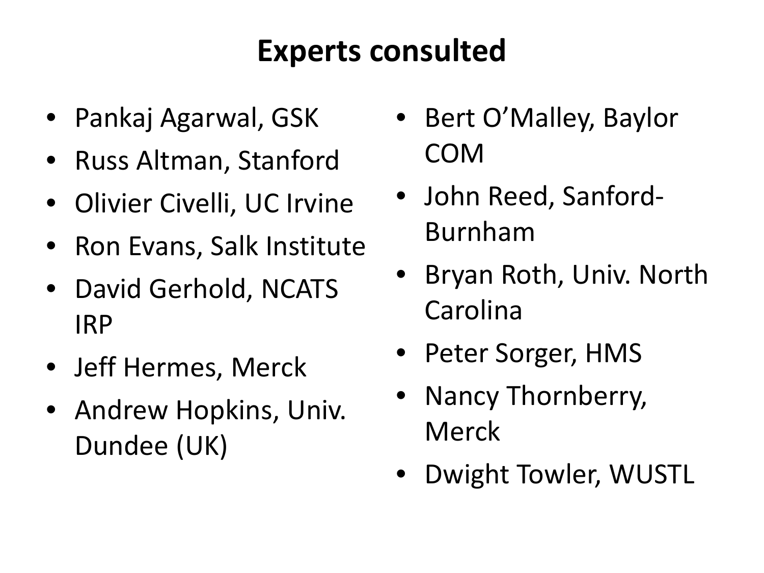# Experts consulted

- Pankaj Agarwal, GSK
- Russ Altman, Stanford
- Olivier Civelli, UC Irvine
- Ron Evans, Salk Institute
- David Gerhold, NCATS IRP
- Jeff Hermes, Merck
- Andrew Hopkins, Univ. Dundee (UK)
- Bert O'Malley, Baylor COM
- John Reed, Sanford-Burnham
- Bryan Roth, Univ. North Carolina
- Peter Sorger, HMS
- Nancy Thornberry, Merck
- Dwight Towler, WUSTL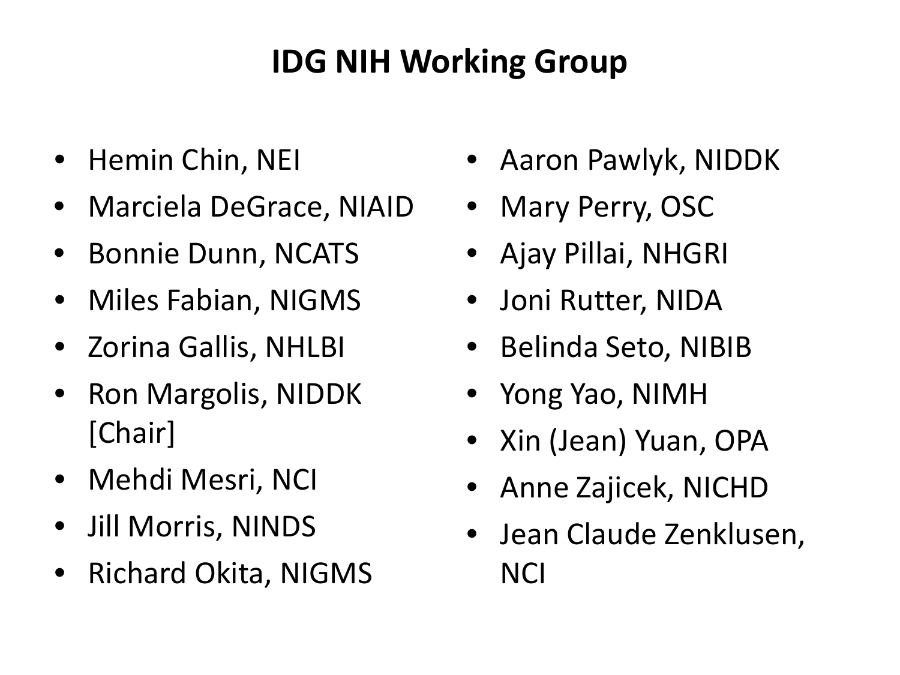# IDG NIH Working Group

- Hemin Chin, NEI
- Marciela DeGrace, NIAID
- Bonnie Dunn, NCATS
- Miles Fabian, NIGMS
- Zorina Gallis, NHLBI
- Ron Margolis, NIDDK [Chair]
- Mehdi Mesri, NCI
- Jill Morris, NINDS
- Richard Okita, NIGMS
- Aaron Pawlyk, NIDDK
- Mary Perry, OSC
- Ajay Pillai, NHGRI
- Joni Rutter, NIDA
- Belinda Seto, NIBIB
- Yong Yao, NIMH
- Xin (Jean) Yuan, OPA
- Anne Zajicek, NICHD
- Jean Claude Zenklusen, NCI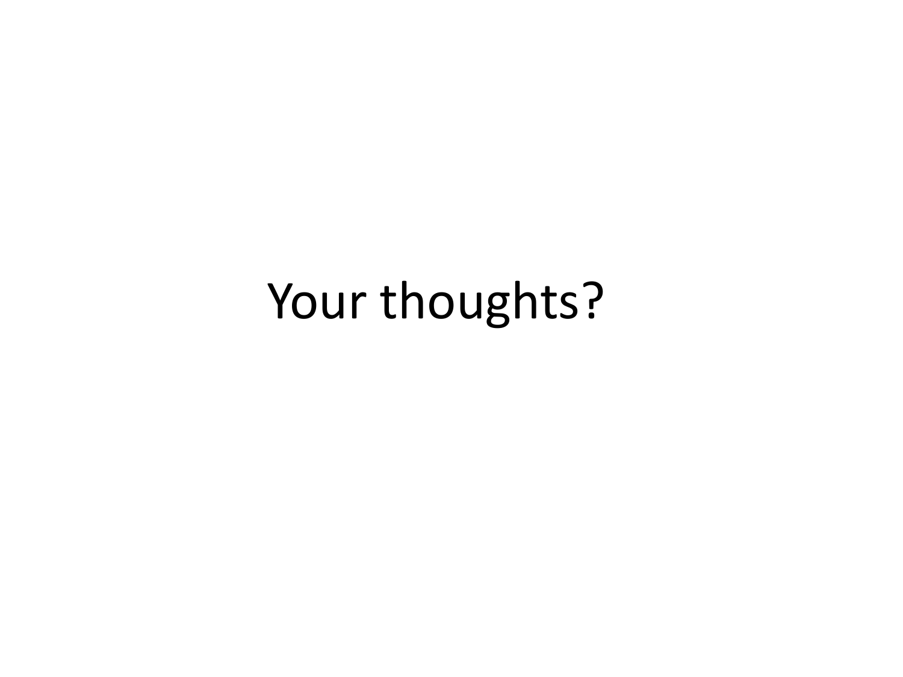Your thoughts?